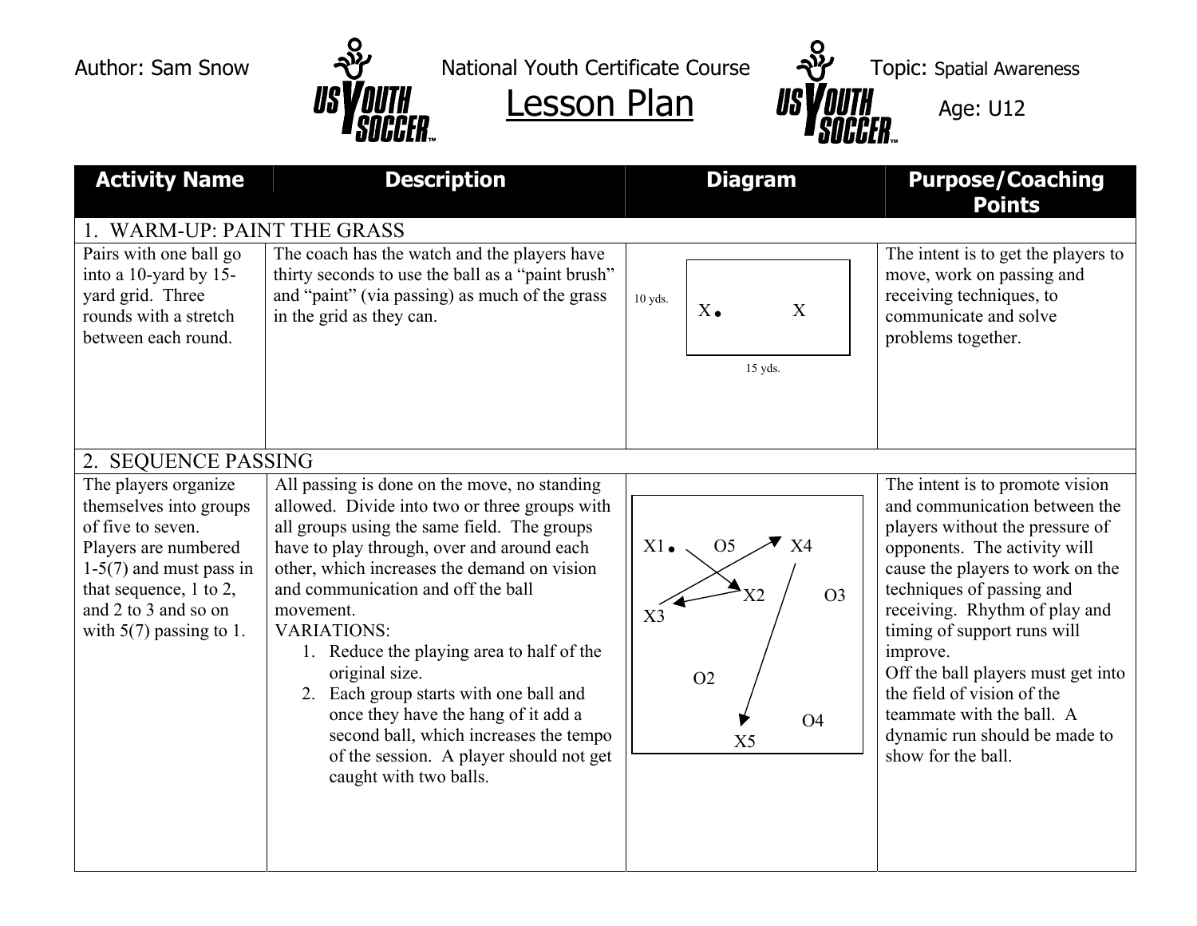Author: Sam Snow | National Youth Certificate Course | Topic: Spatial Awareness

# Lesson Plan

Age: U12

| Activity Name | Description | Diagram | Purpose/Coaching Points |
|---|---|---|---|
| **1. WARM-UP: PAINT THE GRASS** | | | |
| Pairs with one ball go into a 10-yard by 15-yard grid. Three rounds with a stretch between each round. | The coach has the watch and the players have thirty seconds to use the ball as a "paint brush" and "paint" (via passing) as much of the grass in the grid as they can. | 10 yds. X• X 15 yds. | The intent is to get the players to move, work on passing and receiving techniques, to communicate and solve problems together. |
| **2. SEQUENCE PASSING** | | | |
| The players organize themselves into groups of five to seven. Players are numbered 1-5(7) and must pass in that sequence, 1 to 2, and 2 to 3 and so on with 5(7) passing to 1. | All passing is done on the move, no standing allowed. Divide into two or three groups with all groups using the same field. The groups have to play through, over and around each other, which increases the demand on vision and communication and off the ball movement.<br>VARIATIONS:<br>1. Reduce the playing area to half of the original size.<br>2. Each group starts with one ball and once they have the hang of it add a second ball, which increases the tempo of the session. A player should not get caught with two balls. | X1• O5 X4 X2 O3 X3 O2 O4 X5 | The intent is to promote vision and communication between the players without the pressure of opponents. The activity will cause the players to work on the techniques of passing and receiving. Rhythm of play and timing of support runs will improve.<br>Off the ball players must get into the field of vision of the teammate with the ball. A dynamic run should be made to show for the ball. |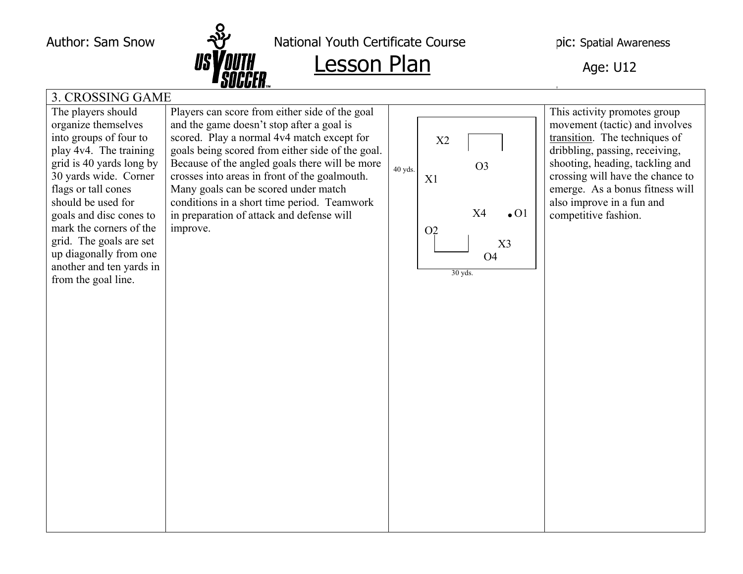Author: Sam Snow | National Youth Certificate Course | Topic: Spatial Awareness

# Lesson Plan

Age: U12

## 3. CROSSING GAME

| | | | |
|---|---|---|---|
| The players should organize themselves into groups of four to play 4v4. The training grid is 40 yards long by 30 yards wide. Corner flags or tall cones should be used for goals and disc cones to mark the corners of the grid. The goals are set up diagonally from one another and ten yards in from the goal line. | Players can score from either side of the goal and the game doesn't stop after a goal is scored. Play a normal 4v4 match except for goals being scored from either side of the goal. Because of the angled goals there will be more crosses into areas in front of the goalmouth. Many goals can be scored under match conditions in a short time period. Teamwork in preparation of attack and defense will improve. | 40 yds. X2 O3 X1 X4 O1 O2 X3 O4 30 yds. | This activity promotes group movement (tactic) and involves transition. The techniques of dribbling, passing, receiving, shooting, heading, tackling and crossing will have the chance to emerge. As a bonus fitness will also improve in a fun and competitive fashion. |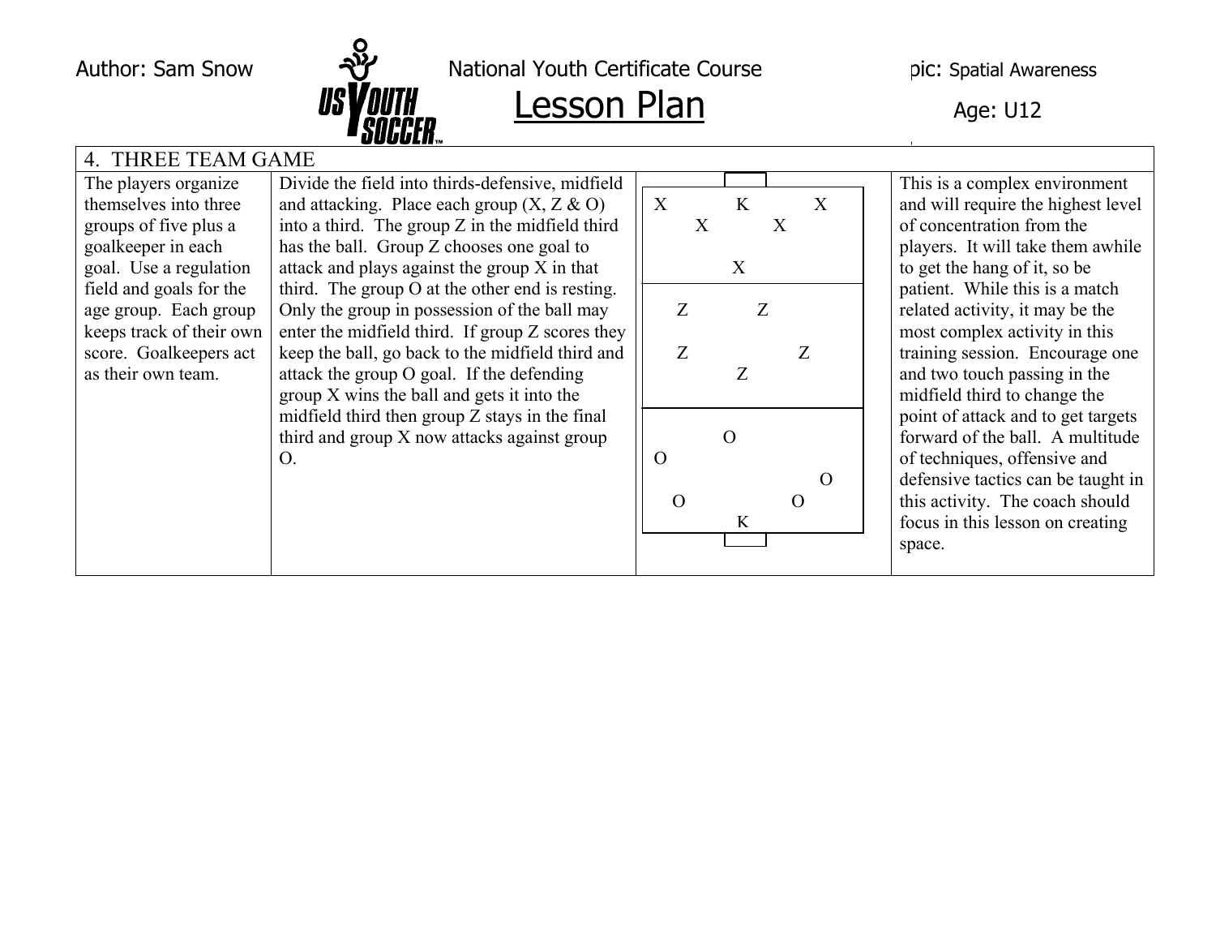Author: Sam Snow | National Youth Certificate Course | **Lesson Plan** | pic: Spatial Awareness | Age: U12

| 4. THREE TEAM GAME | | | |
|---|---|---|---|
| The players organize themselves into three groups of five plus a goalkeeper in each goal. Use a regulation field and goals for the age group. Each group keeps track of their own score. Goalkeepers act as their own team. | Divide the field into thirds-defensive, midfield and attacking. Place each group (X, Z & O) into a third. The group Z in the midfield third has the ball. Group Z chooses one goal to attack and plays against the group X in that third. The group O at the other end is resting. Only the group in possession of the ball may enter the midfield third. If group Z scores they keep the ball, go back to the midfield third and attack the group O goal. If the defending group X wins the ball and gets it into the midfield third then group Z stays in the final third and group X now attacks against group O. | X K X<br>X X<br>X<br><br>Z Z<br>Z Z<br>Z<br><br>O<br>O O<br>O O<br>K | This is a complex environment and will require the highest level of concentration from the players. It will take them awhile to get the hang of it, so be patient. While this is a match related activity, it may be the most complex activity in this training session. Encourage one and two touch passing in the midfield third to change the point of attack and to get targets forward of the ball. A multitude of techniques, offensive and defensive tactics can be taught in this activity. The coach should focus in this lesson on creating space. |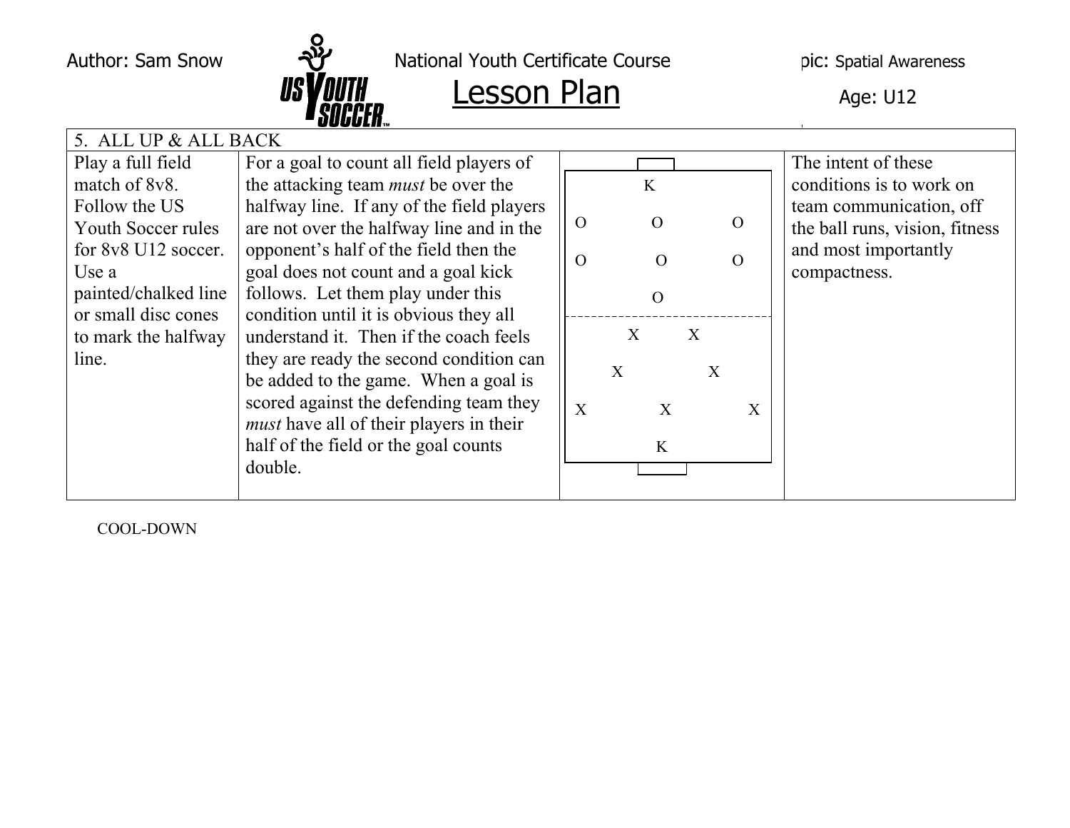| 5. ALL UP & ALL BACK | | | |
|---|---|---|---|
| Play a full field match of 8v8. Follow the US Youth Soccer rules for 8v8 U12 soccer. Use a painted/chalked line or small disc cones to mark the halfway line. | For a goal to count all field players of the attacking team *must* be over the halfway line. If any of the field players are not over the halfway line and in the opponent's half of the field then the goal does not count and a goal kick follows. Let them play under this condition until it is obvious they all understand it. Then if the coach feels they are ready the second condition can be added to the game. When a goal is scored against the defending team they *must* have all of their players in their half of the field or the goal counts double. | | The intent of these conditions is to work on team communication, off the ball runs, vision, fitness and most importantly compactness. |

COOL-DOWN